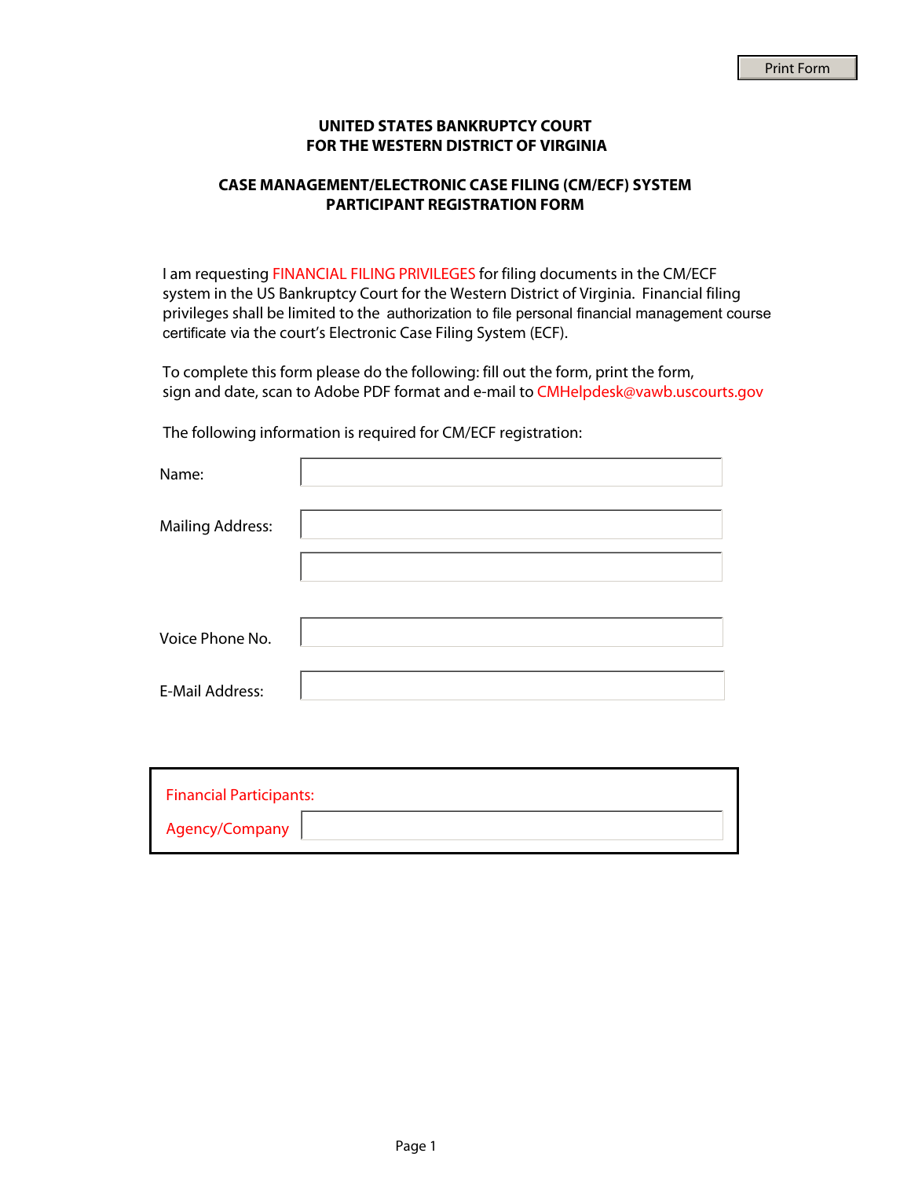# UNITED STATES BANKRUPTCY COURT
# FOR THE WESTERN DISTRICT OF VIRGINIA

## CASE MANAGEMENT/ELECTRONIC CASE FILING (CM/ECF) SYSTEM
## PARTICIPANT REGISTRATION FORM

I am requesting FINANCIAL FILING PRIVILEGES for filing documents in the CM/ECF system in the US Bankruptcy Court for the Western District of Virginia. Financial filing privileges shall be limited to the authorization to file personal financial management course certificate via the court's Electronic Case Filing System (ECF).

To complete this form please do the following: fill out the form, print the form, sign and date, scan to Adobe PDF format and e-mail to CMHelpdesk@vawb.uscourts.gov

The following information is required for CM/ECF registration:

Name:

Mailing Address:

Voice Phone No.

E-Mail Address:

Financial Participants:

Agency/Company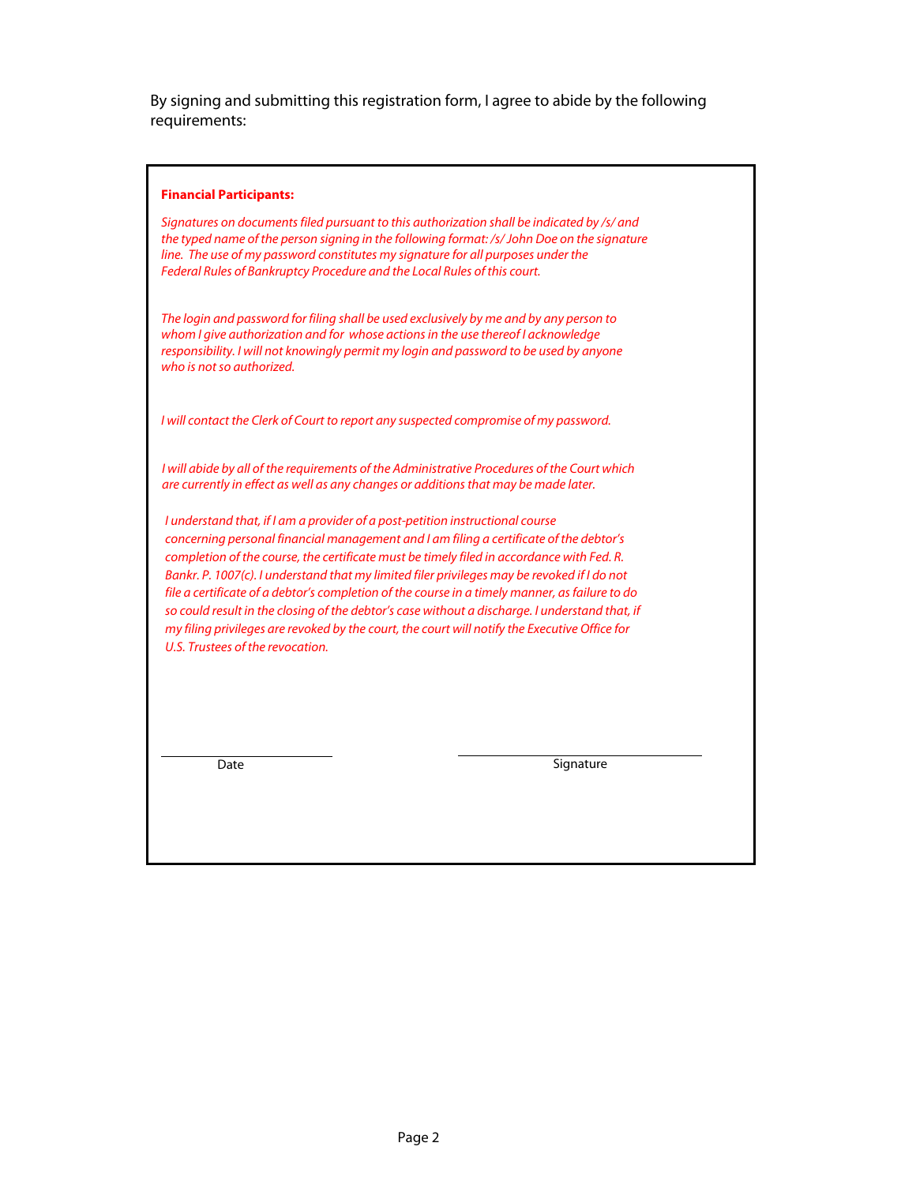By signing and submitting this registration form, I agree to abide by the following requirements:

**Financial Participants:**

*Signatures on documents filed pursuant to this authorization shall be indicated by /s/ and the typed name of the person signing in the following format: /s/ John Doe on the signature line. The use of my password constitutes my signature for all purposes under the Federal Rules of Bankruptcy Procedure and the Local Rules of this court.*

*The login and password for filing shall be used exclusively by me and by any person to whom I give authorization and for whose actions in the use thereof I acknowledge responsibility. I will not knowingly permit my login and password to be used by anyone who is not so authorized.*

*I will contact the Clerk of Court to report any suspected compromise of my password.*

*I will abide by all of the requirements of the Administrative Procedures of the Court which are currently in effect as well as any changes or additions that may be made later.*

*I understand that, if I am a provider of a post-petition instructional course concerning personal financial management and I am filing a certificate of the debtor's completion of the course, the certificate must be timely filed in accordance with Fed. R. Bankr. P. 1007(c). I understand that my limited filer privileges may be revoked if I do not file a certificate of a debtor's completion of the course in a timely manner, as failure to do so could result in the closing of the debtor's case without a discharge. I understand that, if my filing privileges are revoked by the court, the court will notify the Executive Office for U.S. Trustees of the revocation.*

\_\_\_\_\_\_\_\_\_\_\_\_\_\_\_\_\_\_\_\_\_\_\_\_ Date

\_\_\_\_\_\_\_\_\_\_\_\_\_\_\_\_\_\_\_\_\_\_\_\_ Signature